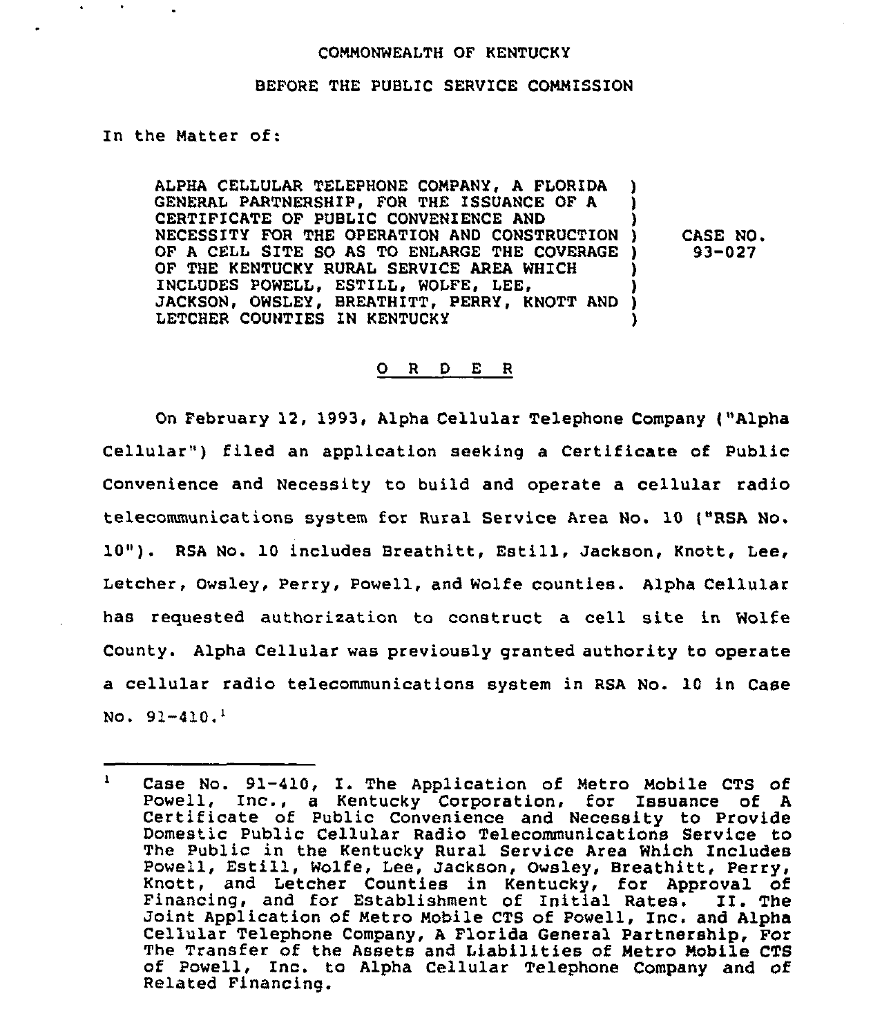COMMONWEALTH OF KENTUCKY

BEFORE THE PUBLIC SERVICE COMMISSION

In the Matter of:

| | | |
|---|---|---|
| ALPHA CELLULAR TELEPHONE COMPANY, A FLORIDA GENERAL PARTNERSHIP, FOR THE ISSUANCE OF A CERTIFICATE OF PUBLIC CONVENIENCE AND NECESSITY FOR THE OPERATION AND CONSTRUCTION OF A CELL SITE SO AS TO ENLARGE THE COVERAGE OF THE KENTUCKY RURAL SERVICE AREA WHICH INCLUDES POWELL, ESTILL, WOLFE, LEE, JACKSON, OWSLEY, BREATHITT, PERRY, KNOTT AND LETCHER COUNTIES IN KENTUCKY | ) | CASE NO. 93-027 |

## O R D E R

On February 12, 1993, Alpha Cellular Telephone Company ("Alpha Cellular") filed an application seeking a Certificate of Public Convenience and Necessity to build and operate a cellular radio telecommunications system for Rural Service Area No. 10 ("RSA No. 10"). RSA No. 10 includes Breathitt, Estill, Jackson, Knott, Lee, Letcher, Owsley, Perry, Powell, and Wolfe counties. Alpha Cellular has requested authorization to construct a cell site in Wolfe County. Alpha Cellular was previously granted authority to operate a cellular radio telecommunications system in RSA No. 10 in Case No. 91-410.[1]

---

[1] Case No. 91-410, I. The Application of Metro Mobile CTS of Powell, Inc., a Kentucky Corporation, for Issuance of A Certificate of Public Convenience and Necessity to Provide Domestic Public Cellular Radio Telecommunications Service to The Public in the Kentucky Rural Service Area Which Includes Powell, Estill, Wolfe, Lee, Jackson, Owsley, Breathitt, Perry, Knott, and Letcher Counties in Kentucky, for Approval of Financing, and for Establishment of Initial Rates. II. The Joint Application of Metro Mobile CTS of Powell, Inc. and Alpha Cellular Telephone Company, A Florida General Partnership, For The Transfer of the Assets and Liabilities of Metro Mobile CTS of Powell, Inc. to Alpha Cellular Telephone Company and of Related Financing.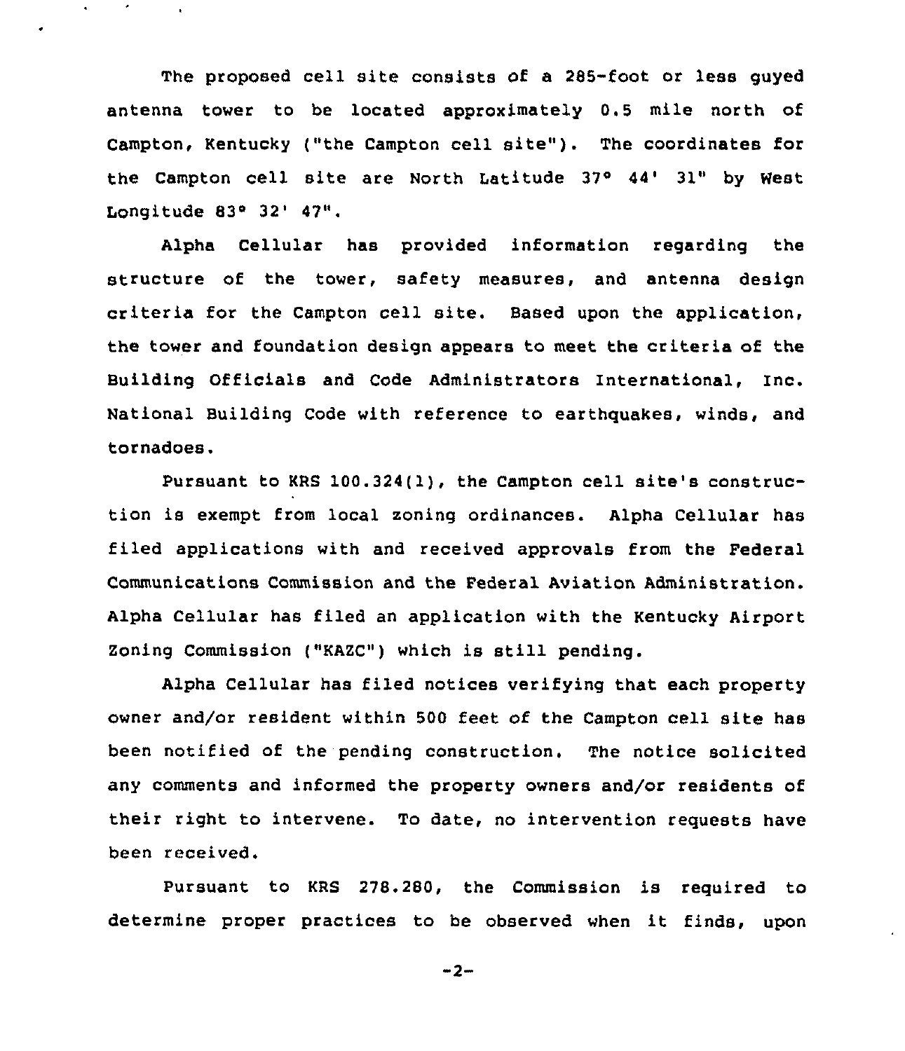The proposed cell site consists of a 285-foot or less guyed antenna tower to be located approximately 0.5 mile north of Campton, Kentucky ("the Campton cell site"). The coordinates for the Campton cell site are North Latitude 37° 44' 31" by West Longitude 83° 32' 47".

Alpha Cellular has provided information regarding the structure of the tower, safety measures, and antenna design criteria for the Campton cell site. Based upon the application, the tower and foundation design appears to meet the criteria of the Building Officials and Code Administrators International, Inc. National Building Code with reference to earthquakes, winds, and tornadoes.

Pursuant to KRS 100.324(1), the Campton cell site's construction is exempt from local zoning ordinances. Alpha Cellular has filed applications with and received approvals from the Federal Communications Commission and the Federal Aviation Administration. Alpha Cellular has filed an application with the Kentucky Airport Zoning Commission ("KAZC") which is still pending.

Alpha Cellular has filed notices verifying that each property owner and/or resident within 500 feet of the Campton cell site has been notified of the pending construction. The notice solicited any comments and informed the property owners and/or residents of their right to intervene. To date, no intervention requests have been received.

Pursuant to KRS 278.280, the Commission is required to determine proper practices to be observed when it finds, upon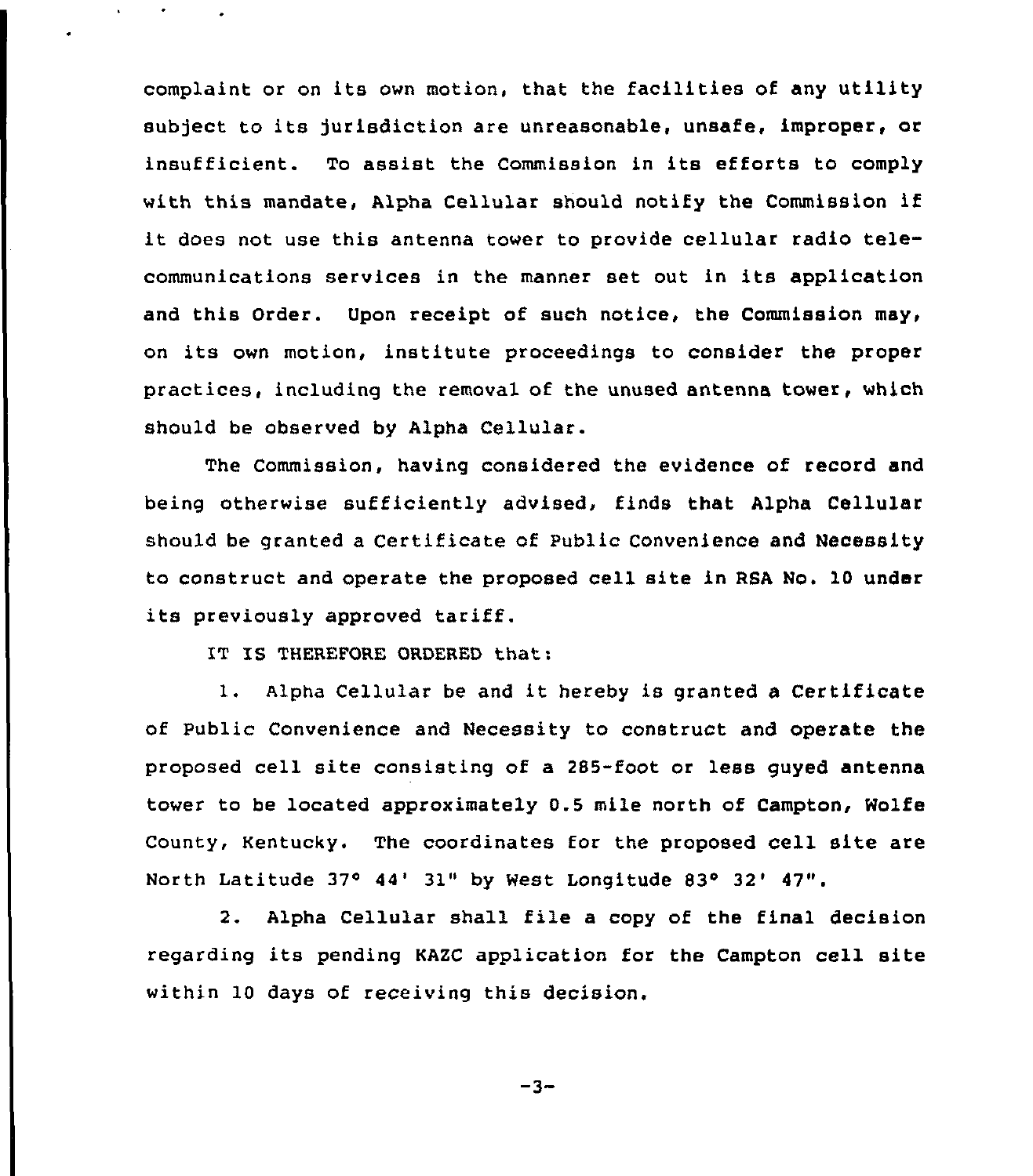complaint or on its own motion, that the facilities of any utility subject to its jurisdiction are unreasonable, unsafe, improper, or insufficient. To assist the Commission in its efforts to comply with this mandate, Alpha Cellular should notify the Commission if it does not use this antenna tower to provide cellular radio telecommunications services in the manner set out in its application and this Order. Upon receipt of such notice, the Commission may, on its own motion, institute proceedings to consider the proper practices, including the removal of the unused antenna tower, which should be observed by Alpha Cellular.

The Commission, having considered the evidence of record and being otherwise sufficiently advised, finds that Alpha Cellular should be granted a Certificate of Public Convenience and Necessity to construct and operate the proposed cell site in RSA No. 10 under its previously approved tariff.

IT IS THEREFORE ORDERED that:

1. Alpha Cellular be and it hereby is granted a Certificate of Public Convenience and Necessity to construct and operate the proposed cell site consisting of a 285-foot or less guyed antenna tower to be located approximately 0.5 mile north of Campton, Wolfe County, Kentucky. The coordinates for the proposed cell site are North Latitude 37° 44' 31" by West Longitude 83° 32' 47".

2. Alpha Cellular shall file a copy of the final decision regarding its pending KAZC application for the Campton cell site within 10 days of receiving this decision.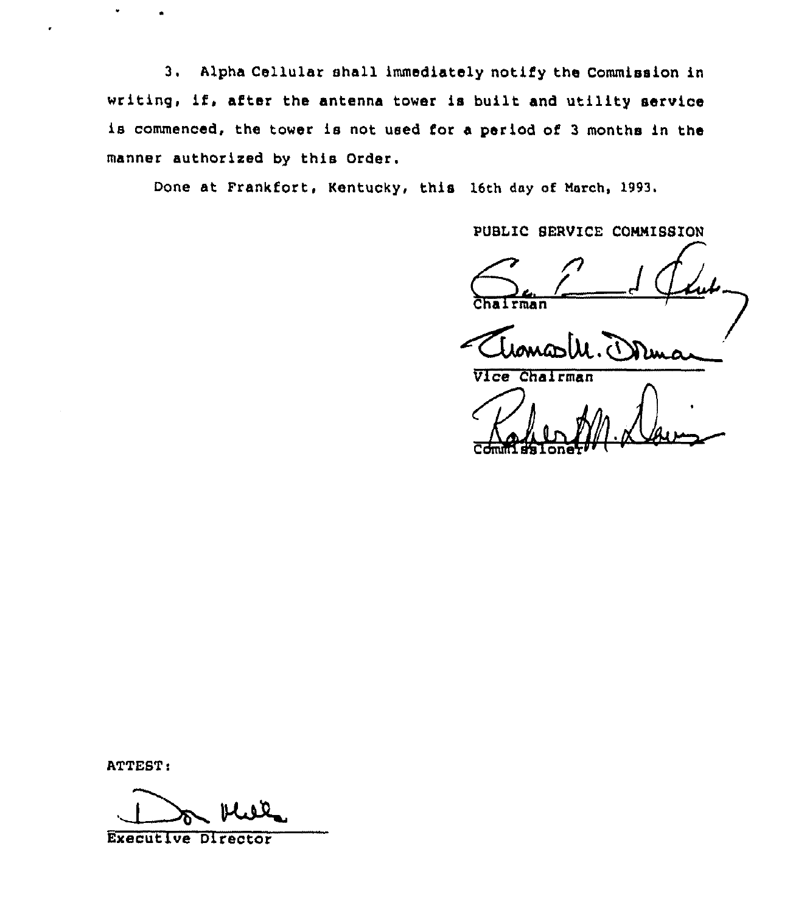3. Alpha Cellular shall immediately notify the Commission in writing, if, after the antenna tower is built and utility service is commenced, the tower is not used for a period of 3 months in the manner authorized by this Order.

Done at Frankfort, Kentucky, this 16th day of March, 1993.

PUBLIC SERVICE COMMISSION

Chairman

Vice Chairman

Commissioner

ATTEST:

Executive Director